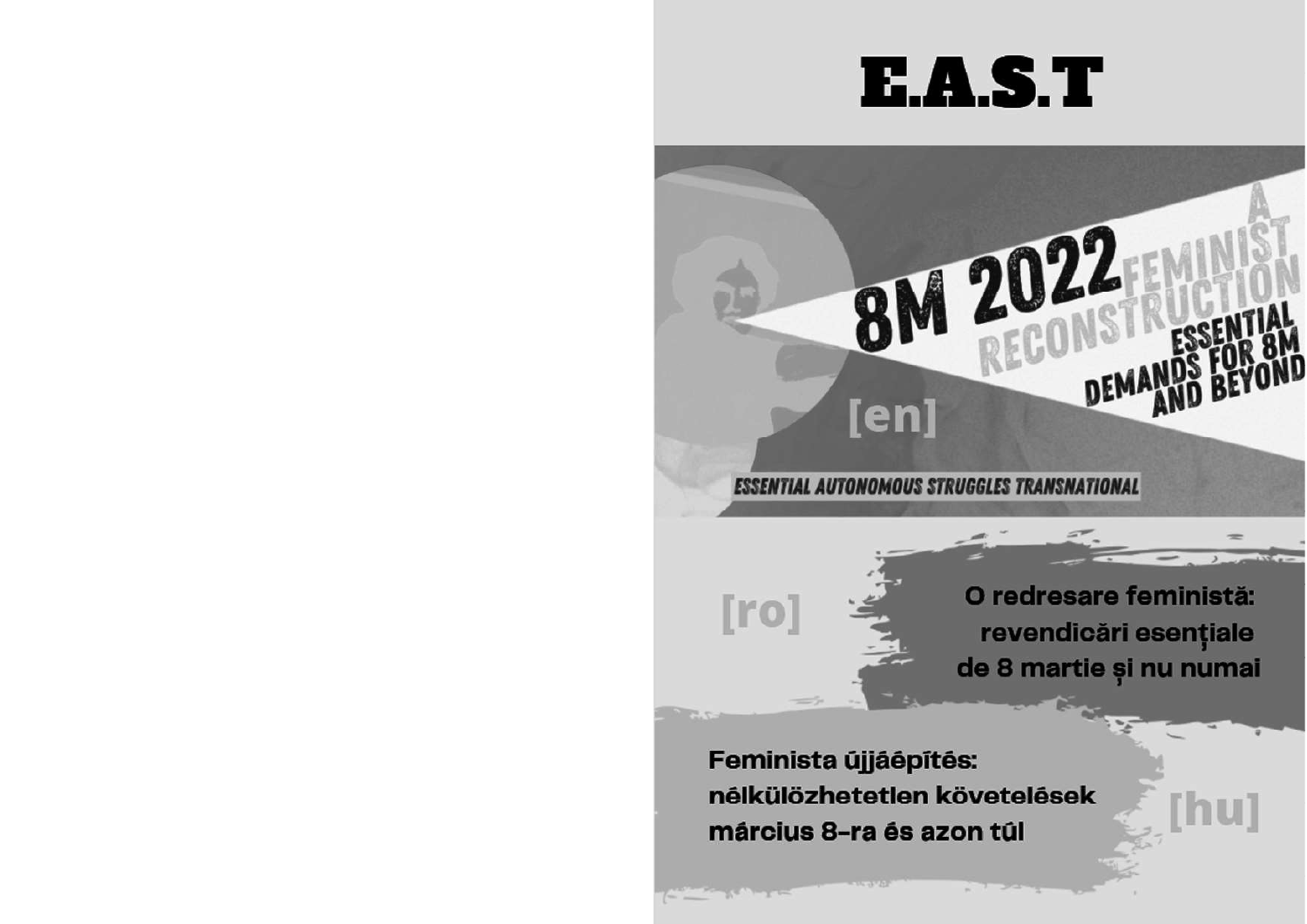# E.A.S.T

## 8M 2022 A FEMINIST RECONSTRUCTION

### ESSENTIAL DEMANDS FOR 8M AND BEYOND

[en]

ESSENTIAL AUTONOMOUS STRUGGLES TRANSNATIONAL

[ro]

**O redresare feministă: revendicări esențiale de 8 martie și nu numai**

**Feminista újjáépítés: nélkülözhetetlen követelések március 8-ra és azon túl**

[hu]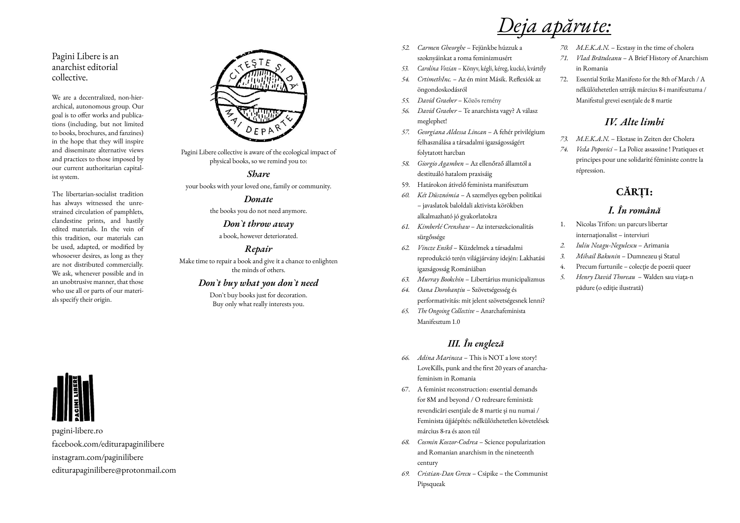Pagini Libere is an anarchist editorial collective.

We are a decentralized, non-hierarchical, autonomous group. Our goal is to offer works and publications (including, but not limited to books, brochures, and fanzines) in the hope that they will inspire and disseminate alternative views and practices to those imposed by our current authoritarian capitalist system.

The libertarian-socialist tradition has always witnessed the unrestrained circulation of pamphlets, clandestine prints, and hastily edited materials. In the vein of this tradition, our materials can be used, adapted, or modified by whosoever desires, as long as they are not distributed commercially. We ask, whenever possible and in an unobtrusive manner, that those who use all or parts of our materials specify their origin.

CITEȘTE ȘI DĂ MAI DEPARTE

Pagini Libere collective is aware of the ecological impact of physical books, so we remind you to:

***Share***

your books with your loved one, family or community.

***Donate***

the books you do not need anymore.

***Don`t throw away***

a book, however deteriorated.

***Repair***

Make time to repair a book and give it a chance to enlighten the minds of others.

***Don`t buy what you don`t need***

Don`t buy books just for decoration. Buy only what really interests you.

PAGINI LIBERE

pagini-libere.ro
facebook.com/editurapaginilibere
instagram.com/paginilibere
editurapaginilibere@protonmail.com

# *Deja apărute:*

52. *Carmen Gheorghe* – Fejünkbe húzzuk a szoknyáinkat a roma feminizmusért
53. *Carolina Vozian* – Könyv, kégli, kéreg, kuckó, kvártély
54. *CrtimethInc.* – Az én mint Másik. Reflexiók az öngondoskodásról
55. *David Graeber* – Közös remény
56. *David Graeber* – Te anarchista vagy? A válasz meglephet!
57. *Georgiana Aldessa Lincan* – A fehér privilégium felhasználása a társadalmi igazságosságért folytatott harcban
58. *Giorgio Agamben* – Az ellenőrző államtól a destituáló hatalom praxisáig
59. Határokon átívelő feminista manifesztum
60. *Két Düsznómia* – A személyes egyben politikai – javaslatok baloldali aktivista körökben alkalmazható jó gyakorlatokra
61. *Kimberlé Crenshaw* – Az interszekcionalitás sürgőssége
62. *Vincze Enikő* – Küzdelmek a társadalmi reprodukció terén világjárvány idején: Lakhatási igazságosság Romániában
63. *Murray Bookchin* – Libertárius municipalizmus
64. *Oana Dorobanțiu* – Szövetségesség és performativitás: mit jelent szövetségesnek lenni?
65. *The Ongoing Collective* – Anarchafeminista Manifesztum 1.0

## *III. În engleză*

66. *Adina Marincea* – This is NOT a love story! LoveKills, punk and the first 20 years of anarcha-feminism in Romania
67. A feminist reconstruction: essential demands for 8M and beyond / O redresare feministă: revendicări esențiale de 8 martie și nu numai / Feminista újjáépítés: nélkülözhetetlen követelések március 8-ra és azon túl
68. *Cosmin Koszor-Codrea* – Science popularization and Romanian anarchism in the nineteenth century
69. *Cristian-Dan Grecu* – Csipike – the Communist Pipsqueak
70. *M.E.K.A.N.* – Ecstasy in the time of cholera
71. *Vlad Brătuleanu* – A Brief History of Anarchism in Romania
72. Essential Strike Manifesto for the 8th of March / A nélkülözhetetlen sztrájk március 8-i manifesztuma / Manifestul grevei esențiale de 8 martie

## *IV. Alte limbi*

73. *M.E.K.A.N.* – Ekstase in Zeiten der Cholera
74. *Veda Popovici* – La Police assassine ! Pratiques et principes pour une solidarité féministe contre la répression.

# CĂRȚI:

## *I. În română*

1. Nicolas Trifon: un parcurs libertar internaționalist – interviuri
2. *Iuliu Neagu-Negulescu* – Arimania
3. *Mihail Bakunin* – Dumnezeu și Statul
4. Precum furtunile – colecție de poezii queer
5. *Henry David Thoreau* – Walden sau viața-n pădure (o ediție ilustrată)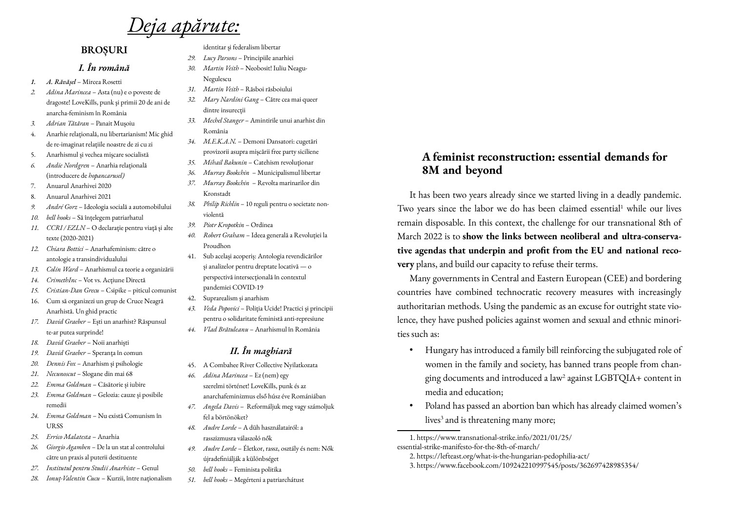# *Deja apărute:*

## BROȘURI

### *I. În română*

1. ***A. Răvășel*** – Mircea Rosetti
2. *Adina Marincea* – Asta (nu) e o poveste de dragoste! LoveKills, punk și primii 20 de ani de anarcha-feminism în România
3. *Adrian Tătăran* – Panait Mușoiu
4. Anarhie relațională, nu libertarianism! Mic ghid de re-imaginat relațiile noastre de zi cu zi
5. Anarhismul și vechea mișcare socialistă
6. *Andie Nordgren* – Anarhia relațională (introducere de *hopancarusel)*
7. Anuarul Anarhivei 2020
8. Anuarul Anarhivei 2021
9. *André Gorz* – Ideologia socială a automobilului
10. *bell hooks* – Să înțelegem patriarhatul
11. *CCRI / EZLN* – O declarație pentru viață și alte texte (2020-2021)
12. *Chiara Bottici* – Anarhafeminism: către o antologie a transindividualului
13. *Colin Ward* – Anarhismul ca teorie a organizării
14. *CrimethInc* – Vot vs. Acțiune Directă
15. *Cristian-Dan Grecu* – Csipike – piticul comunist
16. Cum să organizezi un grup de Cruce Neagră Anarhistă. Un ghid practic
17. *David Graeber* – Ești un anarhist? Răspunsul te-ar putea surprinde!
18. *David Graeber* – Noii anarhiști
19. *David Graeber* – Speranța în comun
20. *Dennis Fox* – Anarhism și psihologie
21. *Necunoscut* – Slogane din mai 68
22. *Emma Goldman* – Căsătorie și iubire
23. *Emma Goldman* – Gelozia: cauze și posibile remedii
24. *Emma Goldman* – Nu există Comunism în URSS
25. *Errico Malatesta* – Anarhia
26. *Giorgio Agamben* – De la un stat al controlului către un praxis al puterii destituente
27. *Institutul pentru Studii Anarhiste* – Genul
28. *Ionuț-Valentin Cucu* – Kurzii, între naționalism identitar și federalism libertar
29. *Lucy Parsons* – Principiile anarhiei
30. *Martin Veith* – Neobosit! Iuliu Neagu-Negulescu
31. *Martin Veith* – Răsboi răsboiului
32. *Mary Nardini Gang* – Către cea mai queer dintre insurecții
33. *Mechel Stanger* – Amintirile unui anarhist din România
34. *M.E.K.A.N.* – Demoni Dansatori: cugetări provizorii asupra mișcării free party siciliene
35. *Mihail Bakunin* – Catehism revoluționar
36. *Murray Bookchin* – Municipalismul libertar
37. *Murray Bookchin* – Revolta marinarilor din Kronstadt
38. *Philip Richlin* – 10 reguli pentru o societate non-violentă
39. *Piotr Kropotkin* – Ordinea
40. *Robert Graham* – Ideea generală a Revoluției la Proudhon
41. Sub același acoperiș: Antologia revendicărilor și analizelor pentru dreptate locativă — o perspectivă intersecțională în contextul pandemiei COVID-19
42. Suprarealism și anarhism
43. *Veda Popovici* – Poliția Ucide! Practici și principii pentru o solidaritate feministă anti-represiune
44. *Vlad Brătuleanu* – Anarhismul în România

### *II. În maghiară*

45. A Combahee River Collective Nyilatkozata
46. *Adina Marincea* – Ez (nem) egy szerelmi történet! LoveKills, punk és az anarchafeminizmus első húsz éve Romániában
47. *Angela Davis* – Reformáljuk meg vagy számoljuk fel a börtönöket?
48. *Audre Lorde* – A düh használatairól: a rasszizmusra válaszoló nők
49. *Audre Lorde* – Életkor, rassz, osztály és nem: Nők újradefiniálják a különbséget
50. *bell hooks* – Feminista politika
51. *bell hooks* – Megérteni a patriarchátust

## A feminist reconstruction: essential demands for 8M and beyond

It has been two years already since we started living in a deadly pandemic. Two years since the labor we do has been claimed essential[1] while our lives remain disposable. In this context, the challenge for our transnational 8th of March 2022 is to **show the links between neoliberal and ultra-conservative agendas that underpin and profit from the EU and national recovery** plans, and build our capacity to refuse their terms.

Many governments in Central and Eastern European (CEE) and bordering countries have combined technocratic recovery measures with increasingly authoritarian methods. Using the pandemic as an excuse for outright state violence, they have pushed policies against women and sexual and ethnic minorities such as:

- Hungary has introduced a family bill reinforcing the subjugated role of women in the family and society, has banned trans people from changing documents and introduced a law[2] against LGBTQIA+ content in media and education;
- Poland has passed an abortion ban which has already claimed women's lives[3] and is threatening many more;

---

1. https://www.transnational-strike.info/2021/01/25/essential-strike-manifesto-for-the-8th-of-march/
2. https://lefteast.org/what-is-the-hungarian-pedophilia-act/
3. https://www.facebook.com/109242210997545/posts/362697428985354/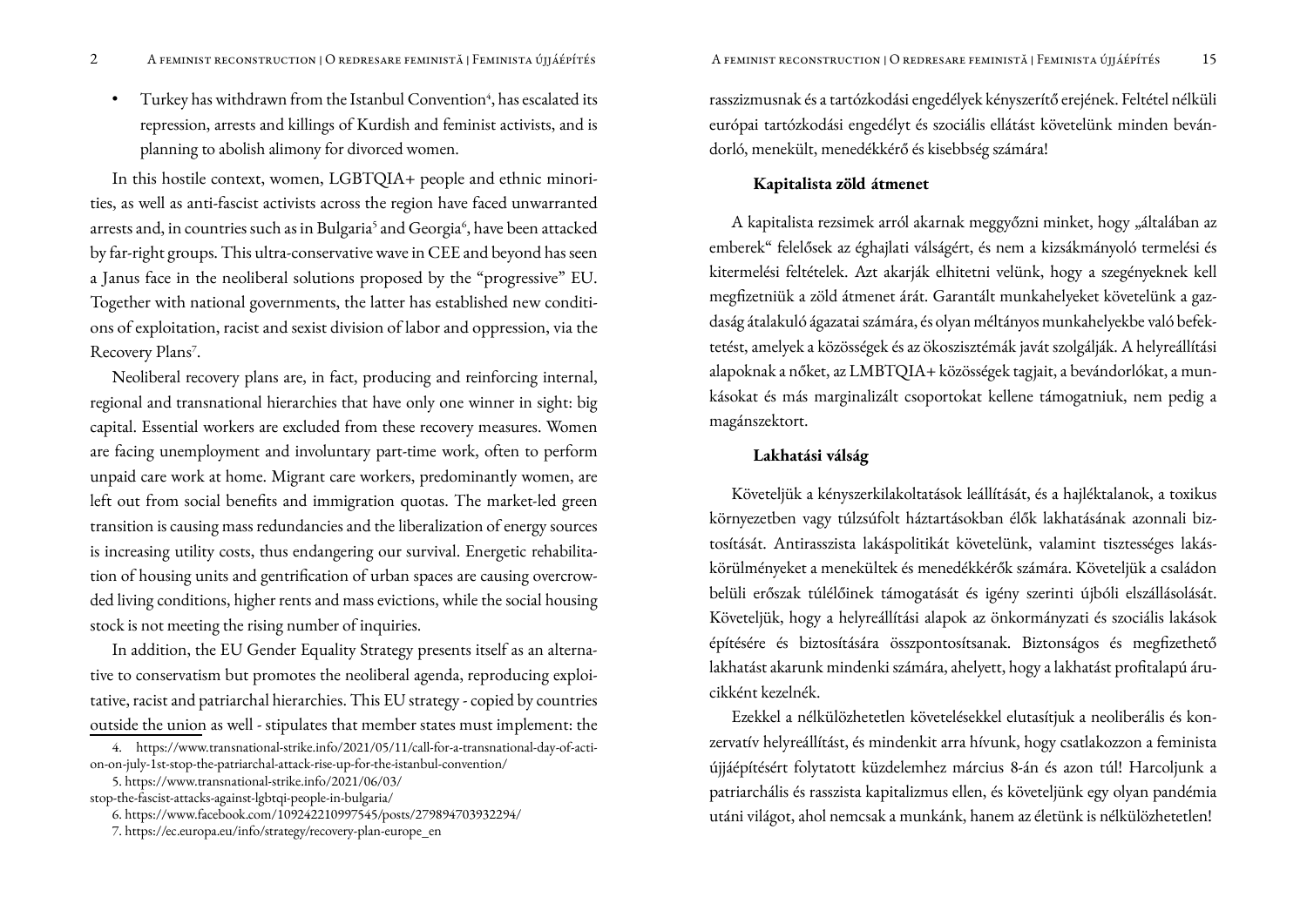- Turkey has withdrawn from the Istanbul Convention[4], has escalated its repression, arrests and killings of Kurdish and feminist activists, and is planning to abolish alimony for divorced women.

In this hostile context, women, LGBTQIA+ people and ethnic minorities, as well as anti-fascist activists across the region have faced unwarranted arrests and, in countries such as in Bulgaria[5] and Georgia[6], have been attacked by far-right groups. This ultra-conservative wave in CEE and beyond has seen a Janus face in the neoliberal solutions proposed by the "progressive" EU. Together with national governments, the latter has established new conditions of exploitation, racist and sexist division of labor and oppression, via the Recovery Plans[7].

Neoliberal recovery plans are, in fact, producing and reinforcing internal, regional and transnational hierarchies that have only one winner in sight: big capital. Essential workers are excluded from these recovery measures. Women are facing unemployment and involuntary part-time work, often to perform unpaid care work at home. Migrant care workers, predominantly women, are left out from social benefits and immigration quotas. The market-led green transition is causing mass redundancies and the liberalization of energy sources is increasing utility costs, thus endangering our survival. Energetic rehabilitation of housing units and gentrification of urban spaces are causing overcrowded living conditions, higher rents and mass evictions, while the social housing stock is not meeting the rising number of inquiries.

In addition, the EU Gender Equality Strategy presents itself as an alternative to conservatism but promotes the neoliberal agenda, reproducing exploitative, racist and patriarchal hierarchies. This EU strategy - copied by countries outside the union as well - stipulates that member states must implement: the

4. https://www.transnational-strike.info/2021/05/11/call-for-a-transnational-day-of-action-on-july-1st-stop-the-patriarchal-attack-rise-up-for-the-istanbul-convention/

5. https://www.transnational-strike.info/2021/06/03/stop-the-fascist-attacks-against-lgbtqi-people-in-bulgaria/

6. https://www.facebook.com/109242210997545/posts/279894703932294/

7. https://ec.europa.eu/info/strategy/recovery-plan-europe_en

rasszizmusnak és a tartózkodási engedélyek kényszerítő erejének. Feltétel nélküli európai tartózkodási engedélyt és szociális ellátást követelünk minden bevándorló, menekült, menedékkérő és kisebbség számára!

**Kapitalista zöld átmenet**

A kapitalista rezsimek arról akarnak meggyőzni minket, hogy „általában az emberek" felelősek az éghajlati válságért, és nem a kizsákmányoló termelési és kitermelési feltételek. Azt akarják elhitetni velünk, hogy a szegényeknek kell megfizetniük a zöld átmenet árát. Garantált munkahelyeket követelünk a gazdaság átalakuló ágazatai számára, és olyan méltányos munkahelyekbe való befektetést, amelyek a közösségek és az ökoszisztémák javát szolgálják. A helyreállítási alapoknak a nőket, az LMBTQIA+ közösségek tagjait, a bevándorlókat, a munkásokat és más marginalizált csoportokat kellene támogatniuk, nem pedig a magánszektort.

**Lakhatási válság**

Követeljük a kényszerkilakoltatások leállítását, és a hajléktalanok, a toxikus környezetben vagy túlzsúfolt háztartásokban élők lakhatásának azonnali biztosítását. Antirasszista lakáspolitikát követelünk, valamint tisztességes lakáskörülményeket a menekültek és menedékkérők számára. Követeljük a családon belüli erőszak túlélőinek támogatását és igény szerinti újbóli elszállásolását. Követeljük, hogy a helyreállítási alapok az önkormányzati és szociális lakások építésére és biztosítására összpontosítsanak. Biztonságos és megfizethető lakhatást akarunk mindenki számára, ahelyett, hogy a lakhatást profitalapú árucikként kezelnék.

Ezekkel a nélkülözhetetlen követelésekkel elutasítjuk a neoliberális és konzervatív helyreállítást, és mindenkit arra hívunk, hogy csatlakozzon a feminista újjáépítésért folytatott küzdelemhez március 8-án és azon túl! Harcoljunk a patriarchális és rasszista kapitalizmus ellen, és követeljünk egy olyan pandémia utáni világot, ahol nemcsak a munkánk, hanem az életünk is nélkülözhetetlen!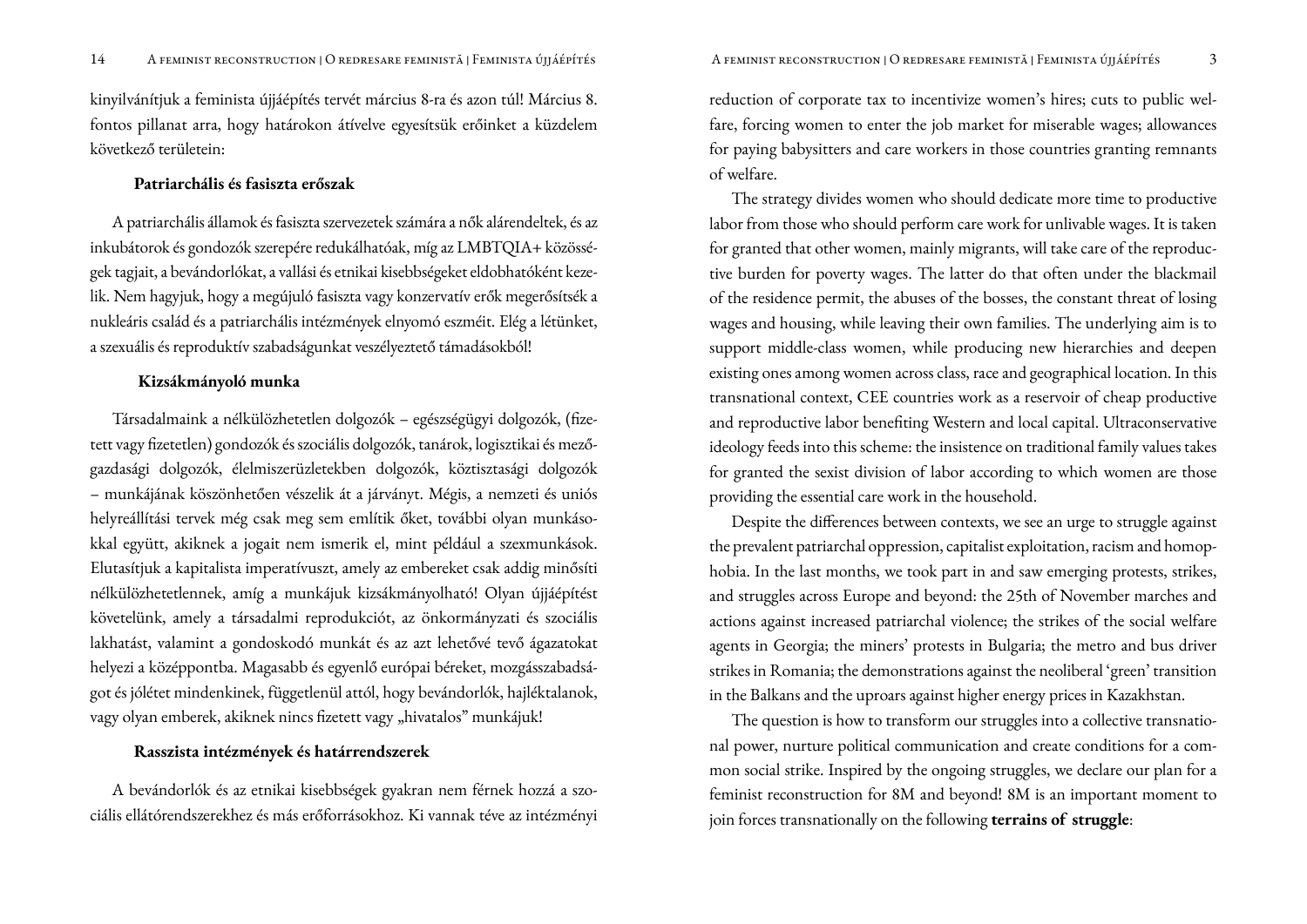kinyilvánítjuk a feminista újjáépítés tervét március 8-ra és azon túl! Március 8. fontos pillanat arra, hogy határokon átívelve egyesítsük erőinket a küzdelem következő területein:

**Patriarchális és fasiszta erőszak**

A patriarchális államok és fasiszta szervezetek számára a nők alárendeltek, és az inkubátorok és gondozók szerepére redukálhatóak, míg az LMBTQIA+ közösségek tagjait, a bevándorlókat, a vallási és etnikai kisebbségeket eldobhatóként kezelik. Nem hagyjuk, hogy a megújuló fasiszta vagy konzervatív erők megerősítsék a nukleáris család és a patriarchális intézmények elnyomó eszméit. Elég a létünket, a szexuális és reproduktív szabadságunkat veszélyeztető támadásokból!

**Kizsákmányoló munka**

Társadalmaink a nélkülözhetetlen dolgozók – egészségügyi dolgozók, (fizetett vagy fizetetlen) gondozók és szociális dolgozók, tanárok, logisztikai és mezőgazdasági dolgozók, élelmiszerüzletekben dolgozók, köztisztasági dolgozók – munkájának köszönhetően vészelik át a járványt. Mégis, a nemzeti és uniós helyreállítási tervek még csak meg sem említik őket, további olyan munkásokkal együtt, akiknek a jogait nem ismerik el, mint például a szexmunkások. Elutasítjuk a kapitalista imperatívuszt, amely az embereket csak addig minősíti nélkülözhetetlennek, amíg a munkájuk kizsákmányolható! Olyan újjáépítést követelünk, amely a társadalmi reprodukciót, az önkormányzati és szociális lakhatást, valamint a gondoskodó munkát és az azt lehetővé tevő ágazatokat helyezi a középpontba. Magasabb és egyenlő európai béreket, mozgásszabadságot és jólétet mindenkinek, függetlenül attól, hogy bevándorlók, hajléktalanok, vagy olyan emberek, akiknek nincs fizetett vagy „hivatalos" munkájuk!

**Rasszista intézmények és határrendszerek**

A bevándorlók és az etnikai kisebbségek gyakran nem férnek hozzá a szociális ellátórendszerekhez és más erőforrásokhoz. Ki vannak téve az intézményi

reduction of corporate tax to incentivize women's hires; cuts to public welfare, forcing women to enter the job market for miserable wages; allowances for paying babysitters and care workers in those countries granting remnants of welfare.

The strategy divides women who should dedicate more time to productive labor from those who should perform care work for unlivable wages. It is taken for granted that other women, mainly migrants, will take care of the reproductive burden for poverty wages. The latter do that often under the blackmail of the residence permit, the abuses of the bosses, the constant threat of losing wages and housing, while leaving their own families. The underlying aim is to support middle-class women, while producing new hierarchies and deepen existing ones among women across class, race and geographical location. In this transnational context, CEE countries work as a reservoir of cheap productive and reproductive labor benefiting Western and local capital. Ultraconservative ideology feeds into this scheme: the insistence on traditional family values takes for granted the sexist division of labor according to which women are those providing the essential care work in the household.

Despite the differences between contexts, we see an urge to struggle against the prevalent patriarchal oppression, capitalist exploitation, racism and homophobia. In the last months, we took part in and saw emerging protests, strikes, and struggles across Europe and beyond: the 25th of November marches and actions against increased patriarchal violence; the strikes of the social welfare agents in Georgia; the miners' protests in Bulgaria; the metro and bus driver strikes in Romania; the demonstrations against the neoliberal 'green' transition in the Balkans and the uproars against higher energy prices in Kazakhstan.

The question is how to transform our struggles into a collective transnational power, nurture political communication and create conditions for a common social strike. Inspired by the ongoing struggles, we declare our plan for a feminist reconstruction for 8M and beyond! 8M is an important moment to join forces transnationally on the following **terrains of struggle**: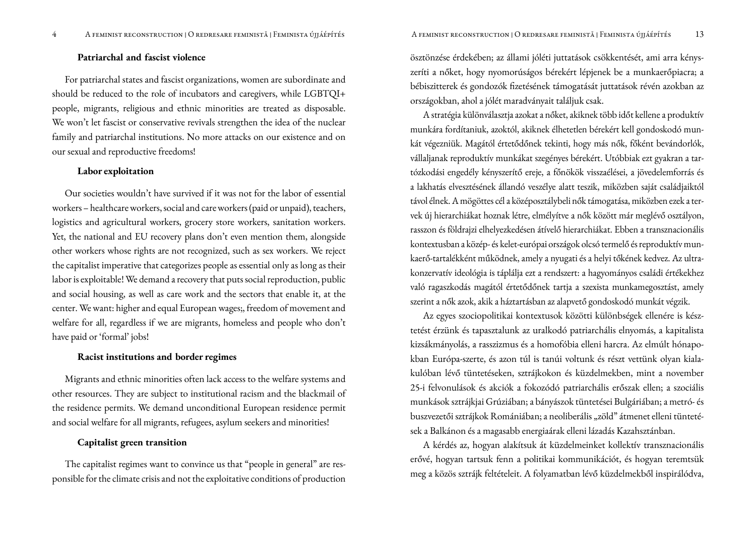### Patriarchal and fascist violence

For patriarchal states and fascist organizations, women are subordinate and should be reduced to the role of incubators and caregivers, while LGBTQI+ people, migrants, religious and ethnic minorities are treated as disposable. We won't let fascist or conservative revivals strengthen the idea of the nuclear family and patriarchal institutions. No more attacks on our existence and on our sexual and reproductive freedoms!

### Labor exploitation

Our societies wouldn't have survived if it was not for the labor of essential workers – healthcare workers, social and care workers (paid or unpaid), teachers, logistics and agricultural workers, grocery store workers, sanitation workers. Yet, the national and EU recovery plans don't even mention them, alongside other workers whose rights are not recognized, such as sex workers. We reject the capitalist imperative that categorizes people as essential only as long as their labor is exploitable! We demand a recovery that puts social reproduction, public and social housing, as well as care work and the sectors that enable it, at the center. We want: higher and equal European wages;, freedom of movement and welfare for all, regardless if we are migrants, homeless and people who don't have paid or 'formal' jobs!

### Racist institutions and border regimes

Migrants and ethnic minorities often lack access to the welfare systems and other resources. They are subject to institutional racism and the blackmail of the residence permits. We demand unconditional European residence permit and social welfare for all migrants, refugees, asylum seekers and minorities!

### Capitalist green transition

The capitalist regimes want to convince us that "people in general" are responsible for the climate crisis and not the exploitative conditions of production

ösztönzése érdekében; az állami jóléti juttatások csökkentését, ami arra kényszeríti a nőket, hogy nyomorúságos bérekért lépjenek be a munkaerőpiacra; a bébiszitterek és gondozók fizetésének támogatását juttatások révén azokban az országokban, ahol a jólét maradványait találjuk csak.

A stratégia különválasztja azokat a nőket, akiknek több időt kellene a produktív munkára fordítaniuk, azoktól, akiknek élhetetlen bérekért kell gondoskodó munkát végezniük. Magától értetődőnek tekinti, hogy más nők, főként bevándorlók, vállaljanak reproduktív munkákat szegényes bérekért. Utóbbiak ezt gyakran a tartózkodási engedély kényszerítő ereje, a főnökök visszaélései, a jövedelemforrás és a lakhatás elvesztésének állandó veszélye alatt teszik, miközben saját családjaiktól távol élnek. A mögöttes cél a középosztálybeli nők támogatása, miközben ezek a tervek új hierarchiákat hoznak létre, elmélyítve a nők között már meglévő osztályon, rasszon és földrajzi elhelyezkedésen átívelő hierarchiákat. Ebben a transznacionális kontextusban a közép- és kelet-európai országok olcsó termelő és reproduktív munkaerő-tartalékként működnek, amely a nyugati és a helyi tőkének kedvez. Az ultrakonzervatív ideológia is táplálja ezt a rendszert: a hagyományos családi értékekhez való ragaszkodás magától értetődőnek tartja a szexista munkamegosztást, amely szerint a nők azok, akik a háztartásban az alapvető gondoskodó munkát végzik.

Az egyes szociopolitikai kontextusok közötti különbségek ellenére is késztetést érzünk és tapasztalunk az uralkodó patriarchális elnyomás, a kapitalista kizsákmányolás, a rasszizmus és a homofóbia elleni harcra. Az elmúlt hónapokban Európa-szerte, és azon túl is tanúi voltunk és részt vettünk olyan kialakulóban lévő tüntetéseken, sztrájkokon és küzdelmekben, mint a november 25-i felvonulások és akciók a fokozódó patriarchális erőszak ellen; a szociális munkások sztrájkjai Grúziában; a bányászok tüntetései Bulgáriában; a metró- és buszvezetői sztrájkok Romániában; a neoliberális „zöld" átmenet elleni tüntetések a Balkánon és a magasabb energiaárak elleni lázadás Kazahsztánban.

A kérdés az, hogyan alakítsuk át küzdelmeinket kollektív transznacionális erővé, hogyan tartsuk fenn a politikai kommunikációt, és hogyan teremtsük meg a közös sztrájk feltételeit. A folyamatban lévő küzdelmekből inspirálódva,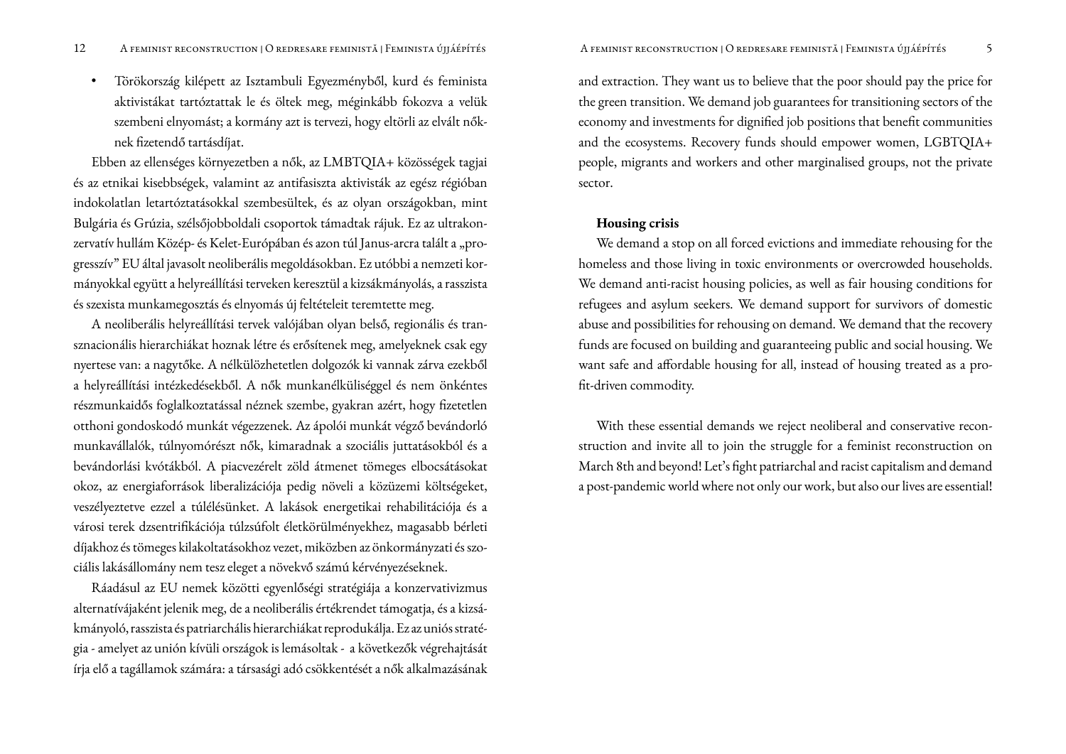- Törökország kilépett az Isztambuli Egyezményből, kurd és feminista aktivistákat tartóztattak le és öltek meg, méginkább fokozva a velük szembeni elnyomást; a kormány azt is tervezi, hogy eltörli az elvált nőknek fizetendő tartásdíjat.

Ebben az ellenséges környezetben a nők, az LMBTQIA+ közösségek tagjai és az etnikai kisebbségek, valamint az antifasiszta aktivisták az egész régióban indokolatlan letartóztatásokkal szembesültek, és az olyan országokban, mint Bulgária és Grúzia, szélsőjobboldali csoportok támadtak rájuk. Ez az ultrakonzervatív hullám Közép- és Kelet-Európában és azon túl Janus-arcra talált a „progresszív" EU által javasolt neoliberális megoldásokban. Ez utóbbi a nemzeti kormányokkal együtt a helyreállítási terveken keresztül a kizsákmányolás, a rasszista és szexista munkamegosztás és elnyomás új feltételeit teremtette meg.

A neoliberális helyreállítási tervek valójában olyan belső, regionális és transznacionális hierarchiákat hoznak létre és erősítenek meg, amelyeknek csak egy nyertese van: a nagytőke. A nélkülözhetetlen dolgozók ki vannak zárva ezekből a helyreállítási intézkedésekből. A nők munkanélküliséggel és nem önkéntes részmunkaidős foglalkoztatással néznek szembe, gyakran azért, hogy fizetetlen otthoni gondoskodó munkát végezzenek. Az ápolói munkát végző bevándorló munkavállalók, túlnyomórészt nők, kimaradnak a szociális juttatásokból és a bevándorlási kvótákból. A piacvezérelt zöld átmenet tömeges elbocsátásokat okoz, az energiaforrások liberalizációja pedig növeli a közüzemi költségeket, veszélyeztetve ezzel a túlélésünket. A lakások energetikai rehabilitációja és a városi terek dzsentrifikációja túlzsúfolt életkörülményekhez, magasabb bérleti díjakhoz és tömeges kilakoltatásokhoz vezet, miközben az önkormányzati és szociális lakásállomány nem tesz eleget a növekvő számú kérvényezéseknek.

Ráadásul az EU nemek közötti egyenlőségi stratégiája a konzervativizmus alternatívájaként jelenik meg, de a neoliberális értékrendet támogatja, és a kizsákmányoló, rasszista és patriarchális hierarchiákat reprodukálja. Ez az uniós stratégia - amelyet az unión kívüli országok is lemásoltak - a következők végrehajtását írja elő a tagállamok számára: a társasági adó csökkentését a nők alkalmazásának

and extraction. They want us to believe that the poor should pay the price for the green transition. We demand job guarantees for transitioning sectors of the economy and investments for dignified job positions that benefit communities and the ecosystems. Recovery funds should empower women, LGBTQIA+ people, migrants and workers and other marginalised groups, not the private sector.

**Housing crisis**

We demand a stop on all forced evictions and immediate rehousing for the homeless and those living in toxic environments or overcrowded households. We demand anti-racist housing policies, as well as fair housing conditions for refugees and asylum seekers. We demand support for survivors of domestic abuse and possibilities for rehousing on demand. We demand that the recovery funds are focused on building and guaranteeing public and social housing. We want safe and affordable housing for all, instead of housing treated as a profit-driven commodity.

With these essential demands we reject neoliberal and conservative reconstruction and invite all to join the struggle for a feminist reconstruction on March 8th and beyond! Let's fight patriarchal and racist capitalism and demand a post-pandemic world where not only our work, but also our lives are essential!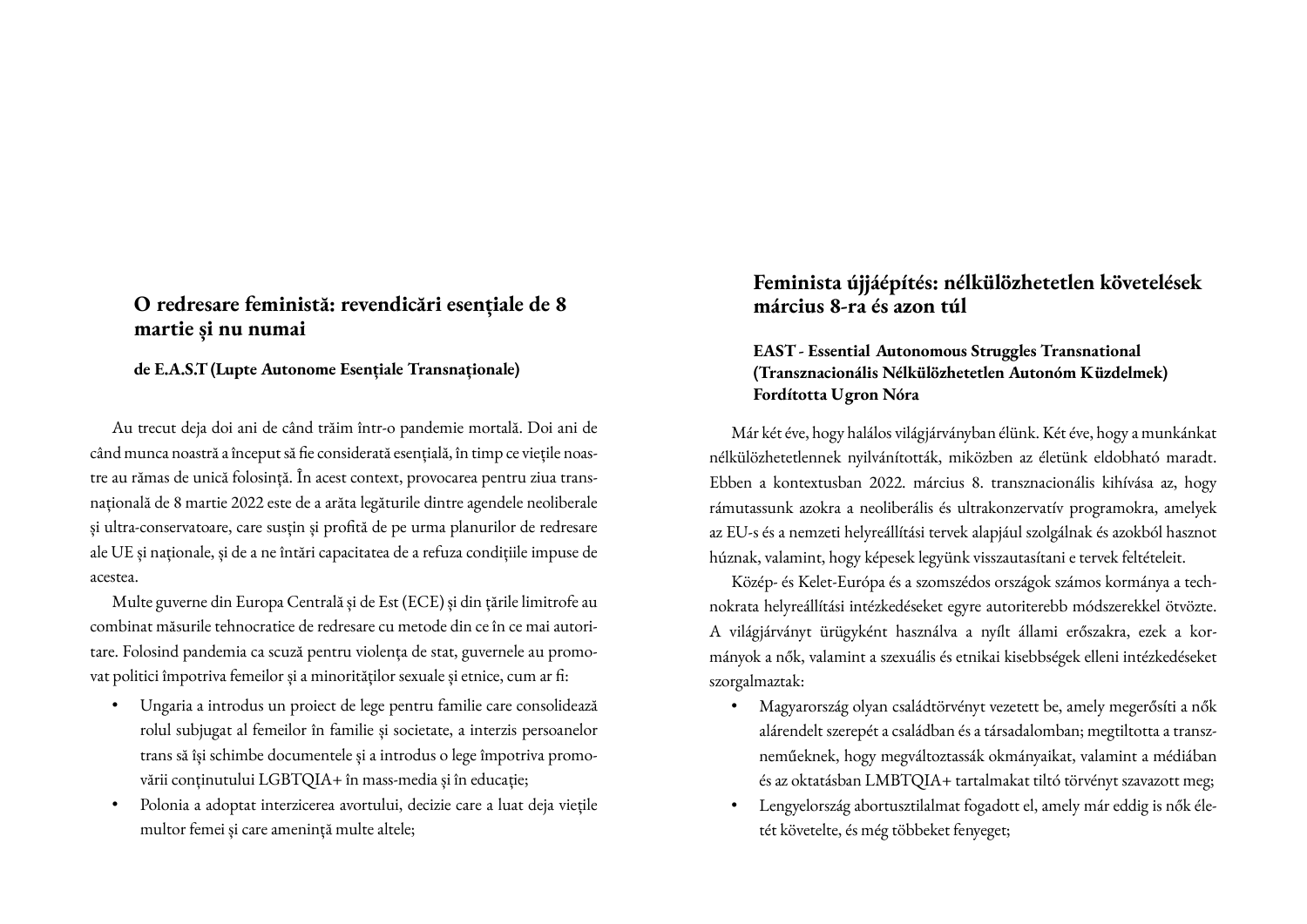## O redresare feministă: revendicări esențiale de 8 martie și nu numai

**de E.A.S.T (Lupte Autonome Esențiale Transnaționale)**

Au trecut deja doi ani de când trăim într-o pandemie mortală. Doi ani de când munca noastră a început să fie considerată esențială, în timp ce viețile noastre au rămas de unică folosință. În acest context, provocarea pentru ziua transnațională de 8 martie 2022 este de a arăta legăturile dintre agendele neoliberale și ultra-conservatoare, care susțin și profită de pe urma planurilor de redresare ale UE și naționale, și de a ne întări capacitatea de a refuza condițiile impuse de acestea.

Multe guverne din Europa Centrală și de Est (ECE) și din țările limitrofe au combinat măsurile tehnocratice de redresare cu metode din ce în ce mai autoritare. Folosind pandemia ca scuză pentru violența de stat, guvernele au promovat politici împotriva femeilor și a minorităților sexuale și etnice, cum ar fi:

- Ungaria a introdus un proiect de lege pentru familie care consolidează rolul subjugat al femeilor în familie și societate, a interzis persoanelor trans să își schimbe documentele și a introdus o lege împotriva promovării conținutului LGBTQIA+ în mass-media și în educație;
- Polonia a adoptat interzicerea avortului, decizie care a luat deja viețile multor femei și care amenință multe altele;

## Feminista újjáépítés: nélkülözhetetlen követelések március 8-ra és azon túl

**EAST - Essential Autonomous Struggles Transnational (Transznacionális Nélkülözhetetlen Autonóm Küzdelmek)**
**Fordította Ugron Nóra**

Már két éve, hogy halálos világjárványban élünk. Két éve, hogy a munkánkat nélkülözhetetlennek nyilvánították, miközben az életünk eldobható maradt. Ebben a kontextusban 2022. március 8. transznacionális kihívása az, hogy rámutassunk azokra a neoliberális és ultrakonzervatív programokra, amelyek az EU-s és a nemzeti helyreállítási tervek alapjául szolgálnak és azokból hasznot húznak, valamint, hogy képesek legyünk visszautasítani e tervek feltételeit.

Közép- és Kelet-Európa és a szomszédos országok számos kormánya a technokrata helyreállítási intézkedéseket egyre autoriterebb módszerekkel ötvözte. A világjárványt ürügyként használva a nyílt állami erőszakra, ezek a kormányok a nők, valamint a szexuális és etnikai kisebbségek elleni intézkedéseket szorgalmaztak:

- Magyarország olyan családtörvényt vezetett be, amely megerősíti a nők alárendelt szerepét a családban és a társadalomban; megtiltotta a transzneműeknek, hogy megváltoztassák okmányaikat, valamint a médiában és az oktatásban LMBTQIA+ tartalmakat tiltó törvényt szavazott meg;
- Lengyelország abortusztilalmat fogadott el, amely már eddig is nők életét követelte, és még többeket fenyeget;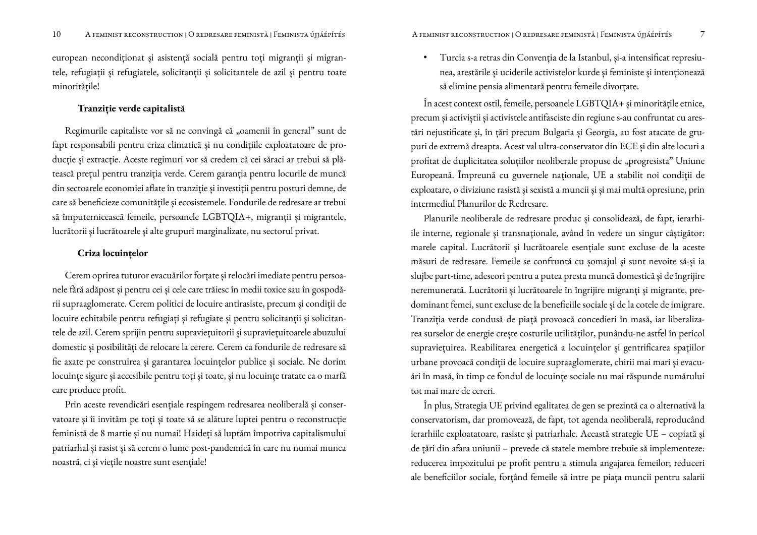european necondiționat și asistență socială pentru toți migranții și migrantele, refugiații și refugiatele, solicitanții și solicitantele de azil și pentru toate minoritățile!

### Tranziție verde capitalistă

Regimurile capitaliste vor să ne convingă că „oamenii în general" sunt de fapt responsabili pentru criza climatică și nu condițiile exploatatoare de producție și extracție. Aceste regimuri vor să credem că cei săraci ar trebui să plătească prețul pentru tranziția verde. Cerem garanția pentru locurile de muncă din sectoarele economiei aflate în tranziție și investiții pentru posturi demne, de care să beneficieze comunitățile și ecosistemele. Fondurile de redresare ar trebui să împuternicească femeile, persoanele LGBTQIA+, migranții și migrantele, lucrătorii și lucrătoarele și alte grupuri marginalizate, nu sectorul privat.

### Criza locuințelor

Cerem oprirea tuturor evacuărilor forțate și relocări imediate pentru persoanele fără adăpost și pentru cei și cele care trăiesc în medii toxice sau în gospodării supraaglomerate. Cerem politici de locuire antirasiste, precum și condiții de locuire echitabile pentru refugiați și refugiate și pentru solicitanții și solicitantele de azil. Cerem sprijin pentru supraviețuitorii și supraviețuitoarele abuzului domestic și posibilități de relocare la cerere. Cerem ca fondurile de redresare să fie axate pe construirea și garantarea locuințelor publice și sociale. Ne dorim locuințe sigure și accesibile pentru toți și toate, și nu locuințe tratate ca o marfă care produce profit.

Prin aceste revendicări esențiale respingem redresarea neoliberală și conservatoare și îi invităm pe toți și toate să se alăture luptei pentru o reconstrucție feministă de 8 martie și nu numai! Haideți să luptăm împotriva capitalismului patriarhal și rasist și să cerem o lume post-pandemică în care nu numai munca noastră, ci și viețile noastre sunt esențiale!

- Turcia s-a retras din Convenția de la Istanbul, și-a intensificat represiunea, arestările și uciderile activistelor kurde și feministe și intenționează să elimine pensia alimentară pentru femeile divorțate.

În acest context ostil, femeile, persoanele LGBTQIA+ și minoritățile etnice, precum și activiștii și activistele antifasciste din regiune s-au confruntat cu arestări nejustificate și, în țări precum Bulgaria și Georgia, au fost atacate de grupuri de extremă dreapta. Acest val ultra-conservator din ECE și din alte locuri a profitat de duplicitatea soluțiilor neoliberale propuse de „progresista" Uniune Europeană. Împreună cu guvernele naționale, UE a stabilit noi condiții de exploatare, o diviziune rasistă și sexistă a muncii și și mai multă opresiune, prin intermediul Planurilor de Redresare.

Planurile neoliberale de redresare produc și consolidează, de fapt, ierarhiile interne, regionale și transnaționale, având în vedere un singur câștigător: marele capital. Lucrătorii și lucrătoarele esențiale sunt excluse de la aceste măsuri de redresare. Femeile se confruntă cu șomajul și sunt nevoite să-și ia slujbe part-time, adeseori pentru a putea presta muncă domestică și de îngrijire neremunerată. Lucrătorii și lucrătoarele în îngrijire migranți și migrante, predominant femei, sunt excluse de la beneficiile sociale și de la cotele de imigrare. Tranziția verde condusă de piață provoacă concedieri în masă, iar liberalizarea surselor de energie crește costurile utilităților, punându-ne astfel în pericol supraviețuirea. Reabilitarea energetică a locuințelor și gentrificarea spațiilor urbane provoacă condiții de locuire supraaglomerate, chirii mai mari și evacuări în masă, în timp ce fondul de locuințe sociale nu mai răspunde numărului tot mai mare de cereri.

În plus, Strategia UE privind egalitatea de gen se prezintă ca o alternativă la conservatorism, dar promovează, de fapt, tot agenda neoliberală, reproducând ierarhiile exploatatoare, rasiste și patriarhale. Această strategie UE – copiată și de țări din afara uniunii – prevede că statele membre trebuie să implementeze: reducerea impozitului pe profit pentru a stimula angajarea femeilor; reduceri ale beneficiilor sociale, forțând femeile să intre pe piața muncii pentru salarii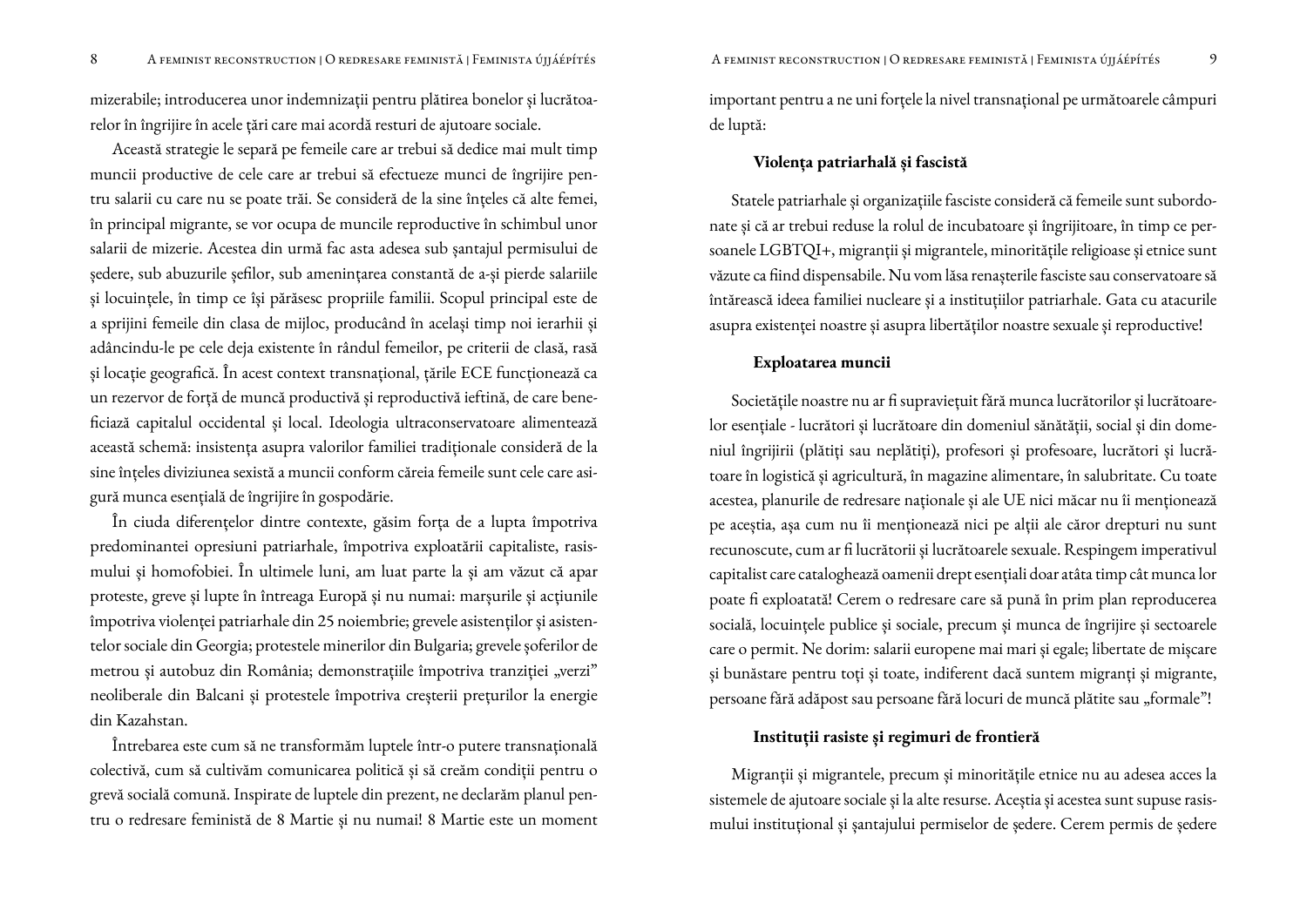mizerabile; introducerea unor indemnizații pentru plătirea bonelor și lucrătoarelor în îngrijire în acele țări care mai acordă resturi de ajutoare sociale.

Această strategie le separă pe femeile care ar trebui să dedice mai mult timp muncii productive de cele care ar trebui să efectueze munci de îngrijire pentru salarii cu care nu se poate trăi. Se consideră de la sine înțeles că alte femei, în principal migrante, se vor ocupa de muncile reproductive în schimbul unor salarii de mizerie. Acestea din urmă fac asta adesea sub șantajul permisului de ședere, sub abuzurile șefilor, sub amenințarea constantă de a-și pierde salariile și locuințele, în timp ce își părăsesc propriile familii. Scopul principal este de a sprijini femeile din clasa de mijloc, producând în același timp noi ierarhii și adâncindu-le pe cele deja existente în rândul femeilor, pe criterii de clasă, rasă și locație geografică. În acest context transnațional, țările ECE funcționează ca un rezervor de forță de muncă productivă și reproductivă ieftină, de care beneficiază capitalul occidental și local. Ideologia ultraconservatoare alimentează această schemă: insistența asupra valorilor familiei tradiționale consideră de la sine înțeles diviziunea sexistă a muncii conform căreia femeile sunt cele care asigură munca esențială de îngrijire în gospodărie.

În ciuda diferențelor dintre contexte, găsim forța de a lupta împotriva predominantei opresiuni patriarhale, împotriva exploatării capitaliste, rasismului și homofobiei. În ultimele luni, am luat parte la și am văzut că apar proteste, greve și lupte în întreaga Europă și nu numai: marșurile și acțiunile împotriva violenței patriarhale din 25 noiembrie; grevele asistenților și asistentelor sociale din Georgia; protestele minerilor din Bulgaria; grevele șoferilor de metrou și autobuz din România; demonstrațiile împotriva tranziției „verzi" neoliberale din Balcani și protestele împotriva creșterii prețurilor la energie din Kazahstan.

Întrebarea este cum să ne transformăm luptele într-o putere transnațională colectivă, cum să cultivăm comunicarea politică și să creăm condiții pentru o grevă socială comună. Inspirate de luptele din prezent, ne declarăm planul pentru o redresare feministă de 8 Martie și nu numai! 8 Martie este un moment important pentru a ne uni forțele la nivel transnațional pe următoarele câmpuri de luptă:

### Violența patriarhală și fascistă

Statele patriarhale și organizațiile fasciste consideră că femeile sunt subordonate și că ar trebui reduse la rolul de incubatoare și îngrijitoare, în timp ce persoanele LGBTQI+, migranții și migrantele, minoritățile religioase și etnice sunt văzute ca fiind dispensabile. Nu vom lăsa renașterile fasciste sau conservatoare să întărească ideea familiei nucleare și a instituțiilor patriarhale. Gata cu atacurile asupra existenței noastre și asupra libertăților noastre sexuale și reproductive!

### Exploatarea muncii

Societățile noastre nu ar fi supraviețuit fără munca lucrătorilor și lucrătoarelor esențiale - lucrători și lucrătoare din domeniul sănătății, social și din domeniul îngrijirii (plătiți sau neplătiți), profesori și profesoare, lucrători și lucrătoare în logistică și agricultură, în magazine alimentare, în salubritate. Cu toate acestea, planurile de redresare naționale și ale UE nici măcar nu îi menționează pe aceștia, așa cum nu îi menționează nici pe alții ale căror drepturi nu sunt recunoscute, cum ar fi lucrătorii și lucrătoarele sexuale. Respingem imperativul capitalist care catalogheazǎ oamenii drept esențiali doar atâta timp cât munca lor poate fi exploatată! Cerem o redresare care să pună în prim plan reproducerea socială, locuințele publice și sociale, precum și munca de îngrijire și sectoarele care o permit. Ne dorim: salarii europene mai mari și egale; libertate de mișcare și bunăstare pentru toți și toate, indiferent dacă suntem migranți și migrante, persoane fără adăpost sau persoane fără locuri de muncă plătite sau „formale"!

### Instituții rasiste și regimuri de frontieră

Migranții și migrantele, precum și minoritățile etnice nu au adesea acces la sistemele de ajutoare sociale și la alte resurse. Aceștia și acestea sunt supuse rasismului instituțional și șantajului permiselor de ședere. Cerem permis de ședere